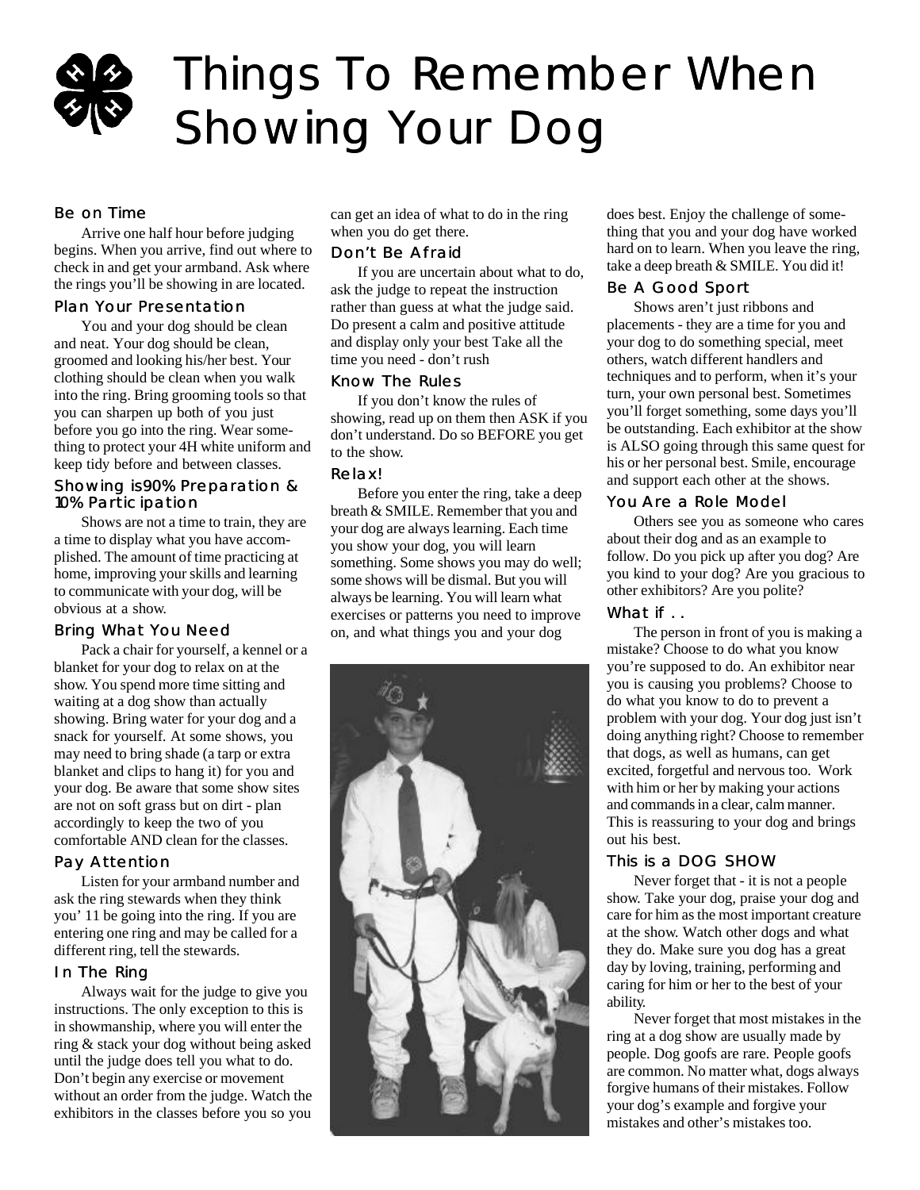# Things To Remember When Showing Your Dog

### Be on Time

Arrive one half hour before judging begins. When you arrive, find out where to check in and get your armband. Ask where the rings you'll be showing in are located.

### Plan Your Presentation

You and your dog should be clean and neat. Your dog should be clean, groomed and looking his/her best. Your clothing should be clean when you walk into the ring. Bring grooming tools so that you can sharpen up both of you just before you go into the ring. Wear something to protect your 4H white uniform and keep tidy before and between classes.

### Showing is 90% Preparation & 10% Participation

Shows are not a time to train, they are a time to display what you have accomplished. The amount of time practicing at home, improving your skills and learning to communicate with your dog, will be obvious at a show.

### Bring What You Need

Pack a chair for yourself, a kennel or a blanket for your dog to relax on at the show. You spend more time sitting and waiting at a dog show than actually showing. Bring water for your dog and a snack for yourself. At some shows, you may need to bring shade (a tarp or extra blanket and clips to hang it) for you and your dog. Be aware that some show sites are not on soft grass but on dirt - plan accordingly to keep the two of you comfortable AND clean for the classes.

### Pay Attention

Listen for your armband number and ask the ring stewards when they think you' 11 be going into the ring. If you are entering one ring and may be called for a different ring, tell the stewards.

### In The Ring

Always wait for the judge to give you instructions. The only exception to this is in showmanship, where you will enter the ring & stack your dog without being asked until the judge does tell you what to do. Don't begin any exercise or movement without an order from the judge. Watch the exhibitors in the classes before you so you can get an idea of what to do in the ring when you do get there.

### Don't Be Afraid

If you are uncertain about what to do, ask the judge to repeat the instruction rather than guess at what the judge said. Do present a calm and positive attitude and display only your best Take all the time you need - don't rush

### Know The Rules

If you don't know the rules of showing, read up on them then ASK if you don't understand. Do so BEFORE you get to the show.

### Relax!

Before you enter the ring, take a deep breath & SMILE. Remember that you and your dog are always learning. Each time you show your dog, you will learn something. Some shows you may do well; some shows will be dismal. But you will always be learning. You will learn what exercises or patterns you need to improve on, and what things you and your dog does best. Enjoy the challenge of something that you and your dog have worked hard on to learn. When you leave the ring, take a deep breath & SMILE. You did it!

### Be A Good Sport

Shows aren't just ribbons and placements - they are a time for you and your dog to do something special, meet others, watch different handlers and techniques and to perform, when it's your turn, your own personal best. Sometimes you'll forget something, some days you'll be outstanding. Each exhibitor at the show is ALSO going through this same quest for his or her personal best. Smile, encourage and support each other at the shows.

### You Are a Role Model

Others see you as someone who cares about their dog and as an example to follow. Do you pick up after you dog? Are you kind to your dog? Are you gracious to other exhibitors? Are you polite?

### What if . .

The person in front of you is making a mistake? Choose to do what you know you're supposed to do. An exhibitor near you is causing you problems? Choose to do what you know to do to prevent a problem with your dog. Your dog just isn't doing anything right? Choose to remember that dogs, as well as humans, can get excited, forgetful and nervous too. Work with him or her by making your actions and commands in a clear, calm manner. This is reassuring to your dog and brings out his best.

### This is a DOG SHOW

Never forget that - it is not a people show. Take your dog, praise your dog and care for him as the most important creature at the show. Watch other dogs and what they do. Make sure you dog has a great day by loving, training, performing and caring for him or her to the best of your ability.

Never forget that most mistakes in the ring at a dog show are usually made by people. Dog goofs are rare. People goofs are common. No matter what, dogs always forgive humans of their mistakes. Follow your dog's example and forgive your mistakes and other's mistakes too.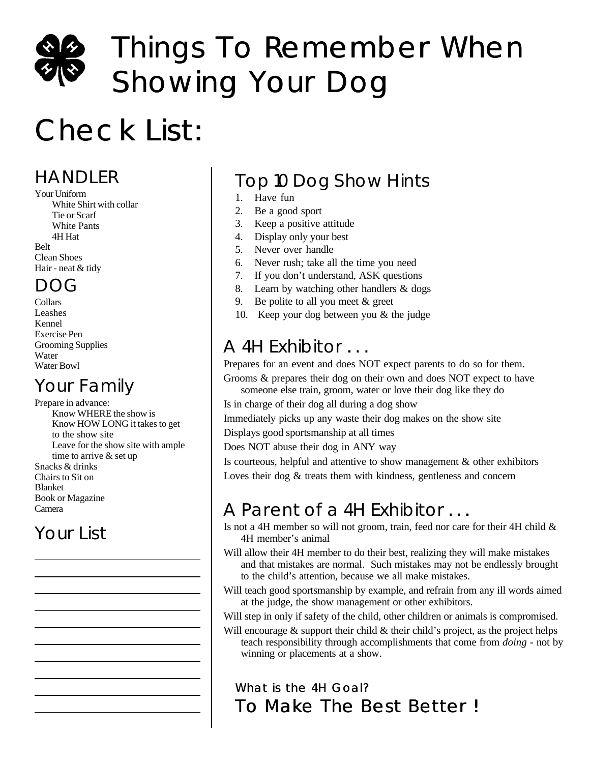# Things To Remember When Showing Your Dog

# Check List:

## HANDLER

Your Uniform
- White Shirt with collar
- Tie or Scarf
- White Pants
- 4H Hat

Belt
Clean Shoes
Hair - neat & tidy

## DOG

Collars
Leashes
Kennel
Exercise Pen
Grooming Supplies
Water
Water Bowl

## Your Family

Prepare in advance:
- Know WHERE the show is
- Know HOW LONG it takes to get to the show site
- Leave for the show site with ample time to arrive & set up

Snacks & drinks
Chairs to Sit on
Blanket
Book or Magazine
Camera

## Your List

______________________________

______________________________

______________________________

______________________________

______________________________

______________________________

______________________________

______________________________

______________________________

______________________________

## Top 10 Dog Show Hints

1. Have fun
2. Be a good sport
3. Keep a positive attitude
4. Display only your best
5. Never over handle
6. Never rush; take all the time you need
7. If you don't understand, ASK questions
8. Learn by watching other handlers & dogs
9. Be polite to all you meet & greet
10. Keep your dog between you & the judge

## A 4H Exhibitor . . .

Prepares for an event and does NOT expect parents to do so for them.

Grooms & prepares their dog on their own and does NOT expect to have someone else train, groom, water or love their dog like they do

Is in charge of their dog all during a dog show

Immediately picks up any waste their dog makes on the show site

Displays good sportsmanship at all times

Does NOT abuse their dog in ANY way

Is courteous, helpful and attentive to show management & other exhibitors

Loves their dog & treats them with kindness, gentleness and concern

## A Parent of a 4H Exhibitor . . .

Is not a 4H member so will not groom, train, feed nor care for their 4H child & 4H member's animal

Will allow their 4H member to do their best, realizing they will make mistakes and that mistakes are normal. Such mistakes may not be endlessly brought to the child's attention, because we all make mistakes.

Will teach good sportsmanship by example, and refrain from any ill words aimed at the judge, the show management or other exhibitors.

Will step in only if safety of the child, other children or animals is compromised.

Will encourage & support their child & their child's project, as the project helps teach responsibility through accomplishments that come from *doing* - not by winning or placements at a show.

### What is the 4H Goal?

## To Make The Best Better !